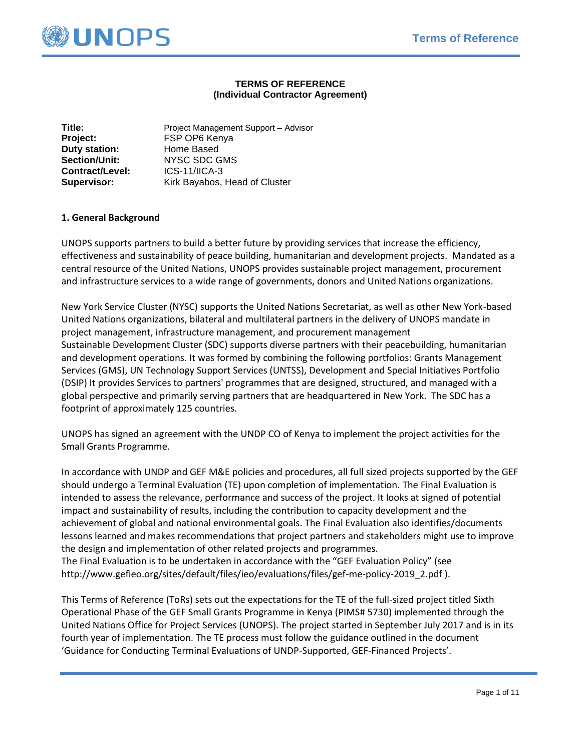**TERMS OF REFERENCE**
**(Individual Contractor Agreement)**

**Title:** Project Management Support – Advisor
**Project:** FSP OP6 Kenya
**Duty station:** Home Based
**Section/Unit:** NYSC SDC GMS
**Contract/Level:** ICS-11/IICA-3
**Supervisor:** Kirk Bayabos, Head of Cluster

## 1. General Background

UNOPS supports partners to build a better future by providing services that increase the efficiency, effectiveness and sustainability of peace building, humanitarian and development projects. Mandated as a central resource of the United Nations, UNOPS provides sustainable project management, procurement and infrastructure services to a wide range of governments, donors and United Nations organizations.

New York Service Cluster (NYSC) supports the United Nations Secretariat, as well as other New York-based United Nations organizations, bilateral and multilateral partners in the delivery of UNOPS mandate in project management, infrastructure management, and procurement management
Sustainable Development Cluster (SDC) supports diverse partners with their peacebuilding, humanitarian and development operations. It was formed by combining the following portfolios: Grants Management Services (GMS), UN Technology Support Services (UNTSS), Development and Special Initiatives Portfolio (DSIP) It provides Services to partners' programmes that are designed, structured, and managed with a global perspective and primarily serving partners that are headquartered in New York. The SDC has a footprint of approximately 125 countries.

UNOPS has signed an agreement with the UNDP CO of Kenya to implement the project activities for the Small Grants Programme.

In accordance with UNDP and GEF M&E policies and procedures, all full sized projects supported by the GEF should undergo a Terminal Evaluation (TE) upon completion of implementation. The Final Evaluation is intended to assess the relevance, performance and success of the project. It looks at signed of potential impact and sustainability of results, including the contribution to capacity development and the achievement of global and national environmental goals. The Final Evaluation also identifies/documents lessons learned and makes recommendations that project partners and stakeholders might use to improve the design and implementation of other related projects and programmes.
The Final Evaluation is to be undertaken in accordance with the "GEF Evaluation Policy" (see http://www.gefieo.org/sites/default/files/ieo/evaluations/files/gef-me-policy-2019_2.pdf ).

This Terms of Reference (ToRs) sets out the expectations for the TE of the full-sized project titled Sixth Operational Phase of the GEF Small Grants Programme in Kenya (PIMS# 5730) implemented through the United Nations Office for Project Services (UNOPS). The project started in September July 2017 and is in its fourth year of implementation. The TE process must follow the guidance outlined in the document 'Guidance for Conducting Terminal Evaluations of UNDP-Supported, GEF-Financed Projects'.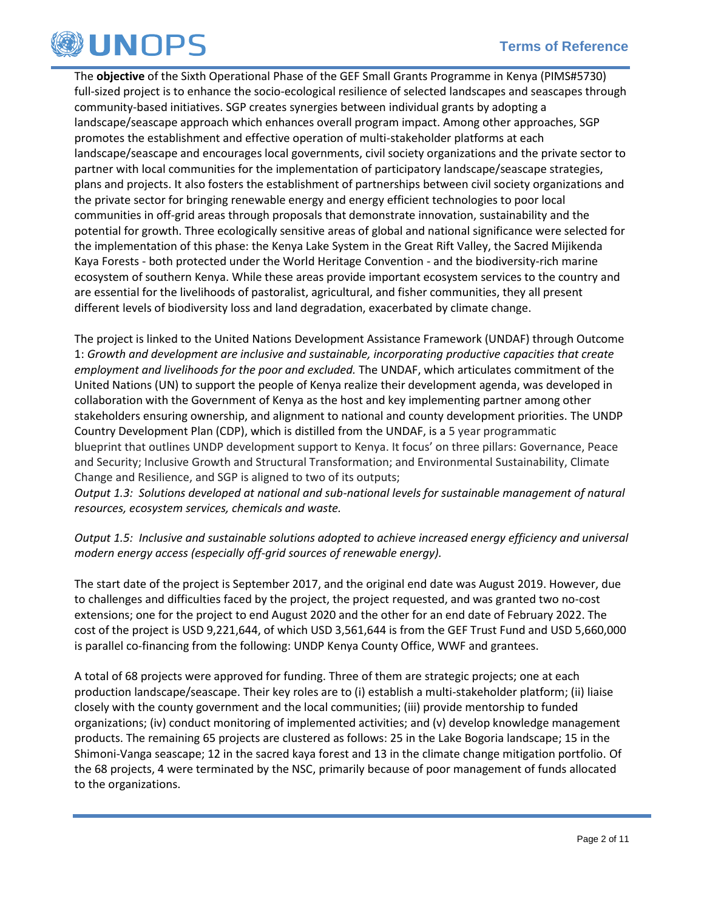The **objective** of the Sixth Operational Phase of the GEF Small Grants Programme in Kenya (PIMS#5730) full-sized project is to enhance the socio-ecological resilience of selected landscapes and seascapes through community-based initiatives. SGP creates synergies between individual grants by adopting a landscape/seascape approach which enhances overall program impact. Among other approaches, SGP promotes the establishment and effective operation of multi-stakeholder platforms at each landscape/seascape and encourages local governments, civil society organizations and the private sector to partner with local communities for the implementation of participatory landscape/seascape strategies, plans and projects. It also fosters the establishment of partnerships between civil society organizations and the private sector for bringing renewable energy and energy efficient technologies to poor local communities in off-grid areas through proposals that demonstrate innovation, sustainability and the potential for growth. Three ecologically sensitive areas of global and national significance were selected for the implementation of this phase: the Kenya Lake System in the Great Rift Valley, the Sacred Mijikenda Kaya Forests - both protected under the World Heritage Convention - and the biodiversity-rich marine ecosystem of southern Kenya. While these areas provide important ecosystem services to the country and are essential for the livelihoods of pastoralist, agricultural, and fisher communities, they all present different levels of biodiversity loss and land degradation, exacerbated by climate change.

The project is linked to the United Nations Development Assistance Framework (UNDAF) through Outcome 1: *Growth and development are inclusive and sustainable, incorporating productive capacities that create employment and livelihoods for the poor and excluded.* The UNDAF, which articulates commitment of the United Nations (UN) to support the people of Kenya realize their development agenda, was developed in collaboration with the Government of Kenya as the host and key implementing partner among other stakeholders ensuring ownership, and alignment to national and county development priorities. The UNDP Country Development Plan (CDP), which is distilled from the UNDAF, is a 5 year programmatic blueprint that outlines UNDP development support to Kenya. It focus' on three pillars: Governance, Peace and Security; Inclusive Growth and Structural Transformation; and Environmental Sustainability, Climate Change and Resilience, and SGP is aligned to two of its outputs;

*Output 1.3: Solutions developed at national and sub-national levels for sustainable management of natural resources, ecosystem services, chemicals and waste.*

*Output 1.5: Inclusive and sustainable solutions adopted to achieve increased energy efficiency and universal modern energy access (especially off-grid sources of renewable energy).*

The start date of the project is September 2017, and the original end date was August 2019. However, due to challenges and difficulties faced by the project, the project requested, and was granted two no-cost extensions; one for the project to end August 2020 and the other for an end date of February 2022. The cost of the project is USD 9,221,644, of which USD 3,561,644 is from the GEF Trust Fund and USD 5,660,000 is parallel co-financing from the following: UNDP Kenya County Office, WWF and grantees.

A total of 68 projects were approved for funding. Three of them are strategic projects; one at each production landscape/seascape. Their key roles are to (i) establish a multi-stakeholder platform; (ii) liaise closely with the county government and the local communities; (iii) provide mentorship to funded organizations; (iv) conduct monitoring of implemented activities; and (v) develop knowledge management products. The remaining 65 projects are clustered as follows: 25 in the Lake Bogoria landscape; 15 in the Shimoni-Vanga seascape; 12 in the sacred kaya forest and 13 in the climate change mitigation portfolio. Of the 68 projects, 4 were terminated by the NSC, primarily because of poor management of funds allocated to the organizations.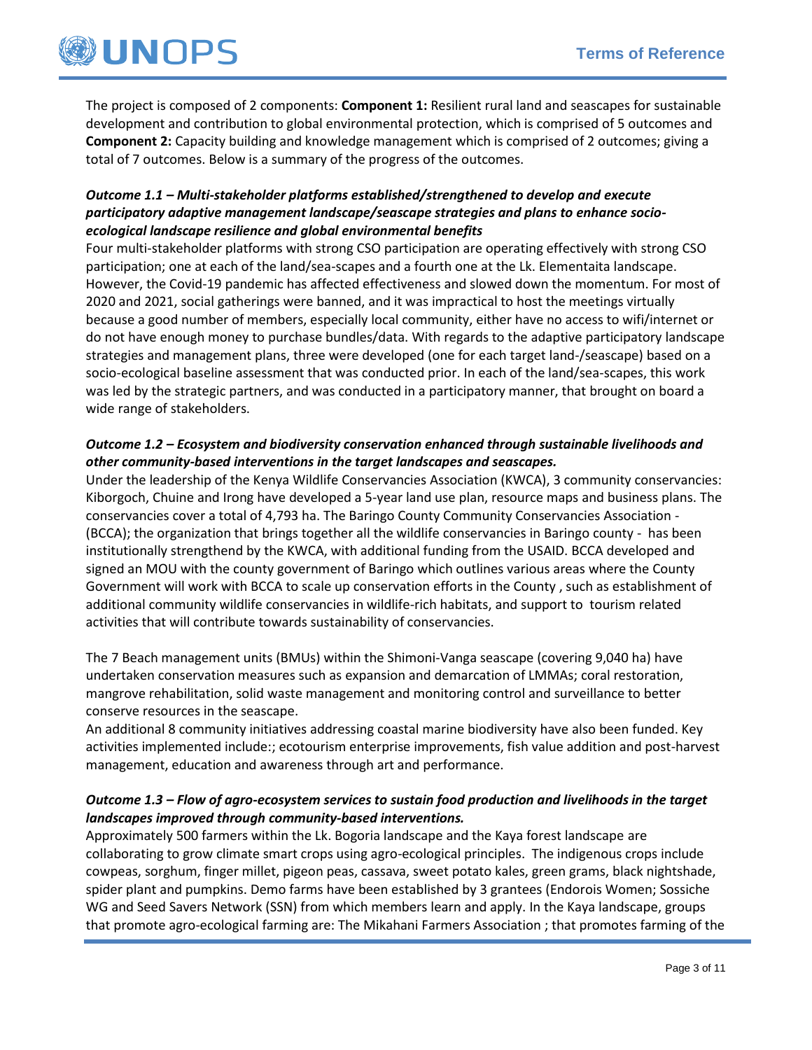The project is composed of 2 components: **Component 1:** Resilient rural land and seascapes for sustainable development and contribution to global environmental protection, which is comprised of 5 outcomes and **Component 2:** Capacity building and knowledge management which is comprised of 2 outcomes; giving a total of 7 outcomes. Below is a summary of the progress of the outcomes.

***Outcome 1.1 – Multi-stakeholder platforms established/strengthened to develop and execute participatory adaptive management landscape/seascape strategies and plans to enhance socio-ecological landscape resilience and global environmental benefits***

Four multi-stakeholder platforms with strong CSO participation are operating effectively with strong CSO participation; one at each of the land/sea-scapes and a fourth one at the Lk. Elementaita landscape. However, the Covid-19 pandemic has affected effectiveness and slowed down the momentum. For most of 2020 and 2021, social gatherings were banned, and it was impractical to host the meetings virtually because a good number of members, especially local community, either have no access to wifi/internet or do not have enough money to purchase bundles/data. With regards to the adaptive participatory landscape strategies and management plans, three were developed (one for each target land-/seascape) based on a socio-ecological baseline assessment that was conducted prior. In each of the land/sea-scapes, this work was led by the strategic partners, and was conducted in a participatory manner, that brought on board a wide range of stakeholders.

***Outcome 1.2 – Ecosystem and biodiversity conservation enhanced through sustainable livelihoods and other community-based interventions in the target landscapes and seascapes.***

Under the leadership of the Kenya Wildlife Conservancies Association (KWCA), 3 community conservancies: Kiborgoch, Chuine and Irong have developed a 5-year land use plan, resource maps and business plans. The conservancies cover a total of 4,793 ha. The Baringo County Community Conservancies Association - (BCCA); the organization that brings together all the wildlife conservancies in Baringo county - has been institutionally strengthend by the KWCA, with additional funding from the USAID. BCCA developed and signed an MOU with the county government of Baringo which outlines various areas where the County Government will work with BCCA to scale up conservation efforts in the County , such as establishment of additional community wildlife conservancies in wildlife-rich habitats, and support to tourism related activities that will contribute towards sustainability of conservancies.

The 7 Beach management units (BMUs) within the Shimoni-Vanga seascape (covering 9,040 ha) have undertaken conservation measures such as expansion and demarcation of LMMAs; coral restoration, mangrove rehabilitation, solid waste management and monitoring control and surveillance to better conserve resources in the seascape.

An additional 8 community initiatives addressing coastal marine biodiversity have also been funded. Key activities implemented include:; ecotourism enterprise improvements, fish value addition and post-harvest management, education and awareness through art and performance.

***Outcome 1.3 – Flow of agro-ecosystem services to sustain food production and livelihoods in the target landscapes improved through community-based interventions.***

Approximately 500 farmers within the Lk. Bogoria landscape and the Kaya forest landscape are collaborating to grow climate smart crops using agro-ecological principles. The indigenous crops include cowpeas, sorghum, finger millet, pigeon peas, cassava, sweet potato kales, green grams, black nightshade, spider plant and pumpkins. Demo farms have been established by 3 grantees (Endorois Women; Sossiche WG and Seed Savers Network (SSN) from which members learn and apply. In the Kaya landscape, groups that promote agro-ecological farming are: The Mikahani Farmers Association ; that promotes farming of the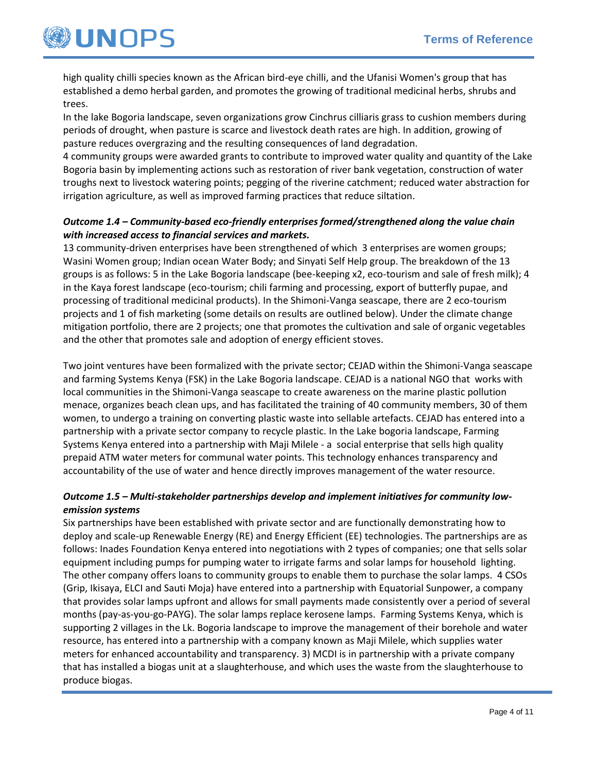high quality chilli species known as the African bird-eye chilli, and the Ufanisi Women's group that has established a demo herbal garden, and promotes the growing of traditional medicinal herbs, shrubs and trees.

In the lake Bogoria landscape, seven organizations grow Cinchrus cilliaris grass to cushion members during periods of drought, when pasture is scarce and livestock death rates are high. In addition, growing of pasture reduces overgrazing and the resulting consequences of land degradation.

4 community groups were awarded grants to contribute to improved water quality and quantity of the Lake Bogoria basin by implementing actions such as restoration of river bank vegetation, construction of water troughs next to livestock watering points; pegging of the riverine catchment; reduced water abstraction for irrigation agriculture, as well as improved farming practices that reduce siltation.

***Outcome 1.4 – Community-based eco-friendly enterprises formed/strengthened along the value chain with increased access to financial services and markets.***

13 community-driven enterprises have been strengthened of which 3 enterprises are women groups; Wasini Women group; Indian ocean Water Body; and Sinyati Self Help group. The breakdown of the 13 groups is as follows: 5 in the Lake Bogoria landscape (bee-keeping x2, eco-tourism and sale of fresh milk); 4 in the Kaya forest landscape (eco-tourism; chili farming and processing, export of butterfly pupae, and processing of traditional medicinal products). In the Shimoni-Vanga seascape, there are 2 eco-tourism projects and 1 of fish marketing (some details on results are outlined below). Under the climate change mitigation portfolio, there are 2 projects; one that promotes the cultivation and sale of organic vegetables and the other that promotes sale and adoption of energy efficient stoves.

Two joint ventures have been formalized with the private sector; CEJAD within the Shimoni-Vanga seascape and farming Systems Kenya (FSK) in the Lake Bogoria landscape. CEJAD is a national NGO that works with local communities in the Shimoni-Vanga seascape to create awareness on the marine plastic pollution menace, organizes beach clean ups, and has facilitated the training of 40 community members, 30 of them women, to undergo a training on converting plastic waste into sellable artefacts. CEJAD has entered into a partnership with a private sector company to recycle plastic. In the Lake bogoria landscape, Farming Systems Kenya entered into a partnership with Maji Milele - a social enterprise that sells high quality prepaid ATM water meters for communal water points. This technology enhances transparency and accountability of the use of water and hence directly improves management of the water resource.

***Outcome 1.5 – Multi-stakeholder partnerships develop and implement initiatives for community low-emission systems***

Six partnerships have been established with private sector and are functionally demonstrating how to deploy and scale-up Renewable Energy (RE) and Energy Efficient (EE) technologies. The partnerships are as follows: Inades Foundation Kenya entered into negotiations with 2 types of companies; one that sells solar equipment including pumps for pumping water to irrigate farms and solar lamps for household lighting. The other company offers loans to community groups to enable them to purchase the solar lamps. 4 CSOs (Grip, Ikisaya, ELCI and Sauti Moja) have entered into a partnership with Equatorial Sunpower, a company that provides solar lamps upfront and allows for small payments made consistently over a period of several months (pay-as-you-go-PAYG). The solar lamps replace kerosene lamps. Farming Systems Kenya, which is supporting 2 villages in the Lk. Bogoria landscape to improve the management of their borehole and water resource, has entered into a partnership with a company known as Maji Milele, which supplies water meters for enhanced accountability and transparency. 3) MCDI is in partnership with a private company that has installed a biogas unit at a slaughterhouse, and which uses the waste from the slaughterhouse to produce biogas.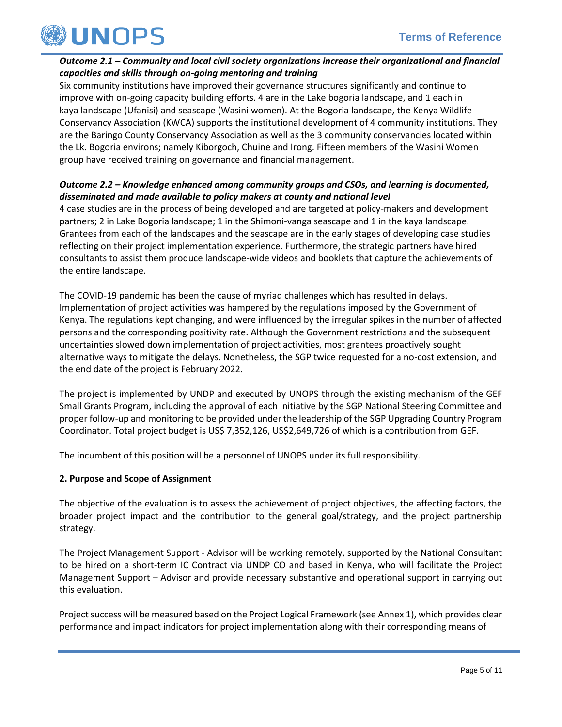***Outcome 2.1 – Community and local civil society organizations increase their organizational and financial capacities and skills through on-going mentoring and training***

Six community institutions have improved their governance structures significantly and continue to improve with on-going capacity building efforts. 4 are in the Lake bogoria landscape, and 1 each in kaya landscape (Ufanisi) and seascape (Wasini women). At the Bogoria landscape, the Kenya Wildlife Conservancy Association (KWCA) supports the institutional development of 4 community institutions. They are the Baringo County Conservancy Association as well as the 3 community conservancies located within the Lk. Bogoria environs; namely Kiborgoch, Chuine and Irong. Fifteen members of the Wasini Women group have received training on governance and financial management.

***Outcome 2.2 – Knowledge enhanced among community groups and CSOs, and learning is documented, disseminated and made available to policy makers at county and national level***

4 case studies are in the process of being developed and are targeted at policy-makers and development partners; 2 in Lake Bogoria landscape; 1 in the Shimoni-vanga seascape and 1 in the kaya landscape. Grantees from each of the landscapes and the seascape are in the early stages of developing case studies reflecting on their project implementation experience. Furthermore, the strategic partners have hired consultants to assist them produce landscape-wide videos and booklets that capture the achievements of the entire landscape.

The COVID-19 pandemic has been the cause of myriad challenges which has resulted in delays. Implementation of project activities was hampered by the regulations imposed by the Government of Kenya. The regulations kept changing, and were influenced by the irregular spikes in the number of affected persons and the corresponding positivity rate. Although the Government restrictions and the subsequent uncertainties slowed down implementation of project activities, most grantees proactively sought alternative ways to mitigate the delays. Nonetheless, the SGP twice requested for a no-cost extension, and the end date of the project is February 2022.

The project is implemented by UNDP and executed by UNOPS through the existing mechanism of the GEF Small Grants Program, including the approval of each initiative by the SGP National Steering Committee and proper follow-up and monitoring to be provided under the leadership of the SGP Upgrading Country Program Coordinator. Total project budget is US$ 7,352,126, US$2,649,726 of which is a contribution from GEF.

The incumbent of this position will be a personnel of UNOPS under its full responsibility.

**2. Purpose and Scope of Assignment**

The objective of the evaluation is to assess the achievement of project objectives, the affecting factors, the broader project impact and the contribution to the general goal/strategy, and the project partnership strategy.

The Project Management Support - Advisor will be working remotely, supported by the National Consultant to be hired on a short-term IC Contract via UNDP CO and based in Kenya, who will facilitate the Project Management Support – Advisor and provide necessary substantive and operational support in carrying out this evaluation.

Project success will be measured based on the Project Logical Framework (see Annex 1), which provides clear performance and impact indicators for project implementation along with their corresponding means of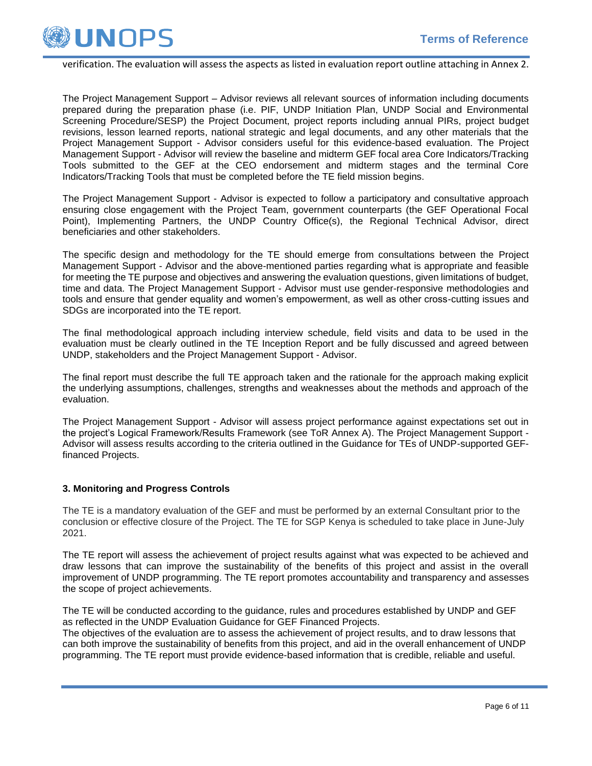verification. The evaluation will assess the aspects as listed in evaluation report outline attaching in Annex 2.

The Project Management Support – Advisor reviews all relevant sources of information including documents prepared during the preparation phase (i.e. PIF, UNDP Initiation Plan, UNDP Social and Environmental Screening Procedure/SESP) the Project Document, project reports including annual PIRs, project budget revisions, lesson learned reports, national strategic and legal documents, and any other materials that the Project Management Support - Advisor considers useful for this evidence-based evaluation. The Project Management Support - Advisor will review the baseline and midterm GEF focal area Core Indicators/Tracking Tools submitted to the GEF at the CEO endorsement and midterm stages and the terminal Core Indicators/Tracking Tools that must be completed before the TE field mission begins.

The Project Management Support - Advisor is expected to follow a participatory and consultative approach ensuring close engagement with the Project Team, government counterparts (the GEF Operational Focal Point), Implementing Partners, the UNDP Country Office(s), the Regional Technical Advisor, direct beneficiaries and other stakeholders.

The specific design and methodology for the TE should emerge from consultations between the Project Management Support - Advisor and the above-mentioned parties regarding what is appropriate and feasible for meeting the TE purpose and objectives and answering the evaluation questions, given limitations of budget, time and data. The Project Management Support - Advisor must use gender-responsive methodologies and tools and ensure that gender equality and women's empowerment, as well as other cross-cutting issues and SDGs are incorporated into the TE report.

The final methodological approach including interview schedule, field visits and data to be used in the evaluation must be clearly outlined in the TE Inception Report and be fully discussed and agreed between UNDP, stakeholders and the Project Management Support - Advisor.

The final report must describe the full TE approach taken and the rationale for the approach making explicit the underlying assumptions, challenges, strengths and weaknesses about the methods and approach of the evaluation.

The Project Management Support - Advisor will assess project performance against expectations set out in the project's Logical Framework/Results Framework (see ToR Annex A). The Project Management Support - Advisor will assess results according to the criteria outlined in the Guidance for TEs of UNDP-supported GEF-financed Projects.

### 3. Monitoring and Progress Controls

The TE is a mandatory evaluation of the GEF and must be performed by an external Consultant prior to the conclusion or effective closure of the Project. The TE for SGP Kenya is scheduled to take place in June-July 2021.

The TE report will assess the achievement of project results against what was expected to be achieved and draw lessons that can improve the sustainability of the benefits of this project and assist in the overall improvement of UNDP programming. The TE report promotes accountability and transparency and assesses the scope of project achievements.

The TE will be conducted according to the guidance, rules and procedures established by UNDP and GEF as reflected in the UNDP Evaluation Guidance for GEF Financed Projects.
The objectives of the evaluation are to assess the achievement of project results, and to draw lessons that can both improve the sustainability of benefits from this project, and aid in the overall enhancement of UNDP programming. The TE report must provide evidence-based information that is credible, reliable and useful.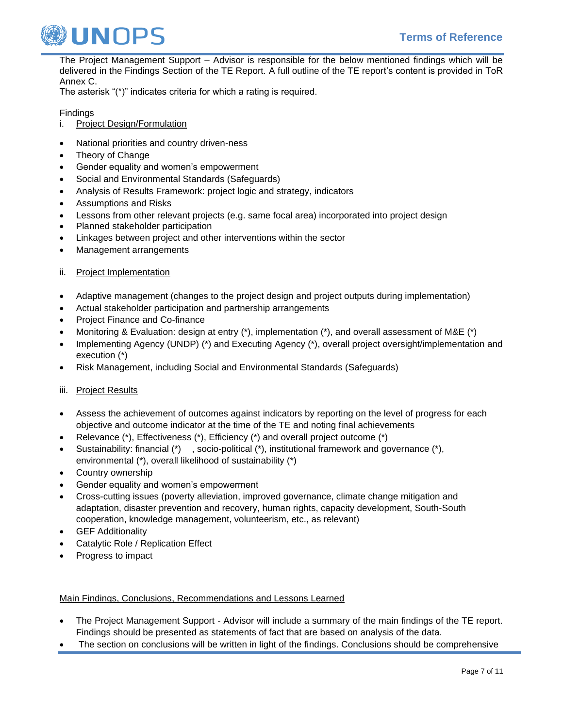The Project Management Support – Advisor is responsible for the below mentioned findings which will be delivered in the Findings Section of the TE Report. A full outline of the TE report's content is provided in ToR Annex C.
The asterisk "(*)" indicates criteria for which a rating is required.

Findings

i. Project Design/Formulation

- National priorities and country driven-ness
- Theory of Change
- Gender equality and women's empowerment
- Social and Environmental Standards (Safeguards)
- Analysis of Results Framework: project logic and strategy, indicators
- Assumptions and Risks
- Lessons from other relevant projects (e.g. same focal area) incorporated into project design
- Planned stakeholder participation
- Linkages between project and other interventions within the sector
- Management arrangements

ii. Project Implementation

- Adaptive management (changes to the project design and project outputs during implementation)
- Actual stakeholder participation and partnership arrangements
- Project Finance and Co-finance
- Monitoring & Evaluation: design at entry (*), implementation (*), and overall assessment of M&E (*)
- Implementing Agency (UNDP) (*) and Executing Agency (*), overall project oversight/implementation and execution (*)
- Risk Management, including Social and Environmental Standards (Safeguards)

iii. Project Results

- Assess the achievement of outcomes against indicators by reporting on the level of progress for each objective and outcome indicator at the time of the TE and noting final achievements
- Relevance (*), Effectiveness (*), Efficiency (*) and overall project outcome (*)
- Sustainability: financial (*) , socio-political (*), institutional framework and governance (*), environmental (*), overall likelihood of sustainability (*)
- Country ownership
- Gender equality and women's empowerment
- Cross-cutting issues (poverty alleviation, improved governance, climate change mitigation and adaptation, disaster prevention and recovery, human rights, capacity development, South-South cooperation, knowledge management, volunteerism, etc., as relevant)
- GEF Additionality
- Catalytic Role / Replication Effect
- Progress to impact

Main Findings, Conclusions, Recommendations and Lessons Learned

- The Project Management Support - Advisor will include a summary of the main findings of the TE report. Findings should be presented as statements of fact that are based on analysis of the data.
- The section on conclusions will be written in light of the findings. Conclusions should be comprehensive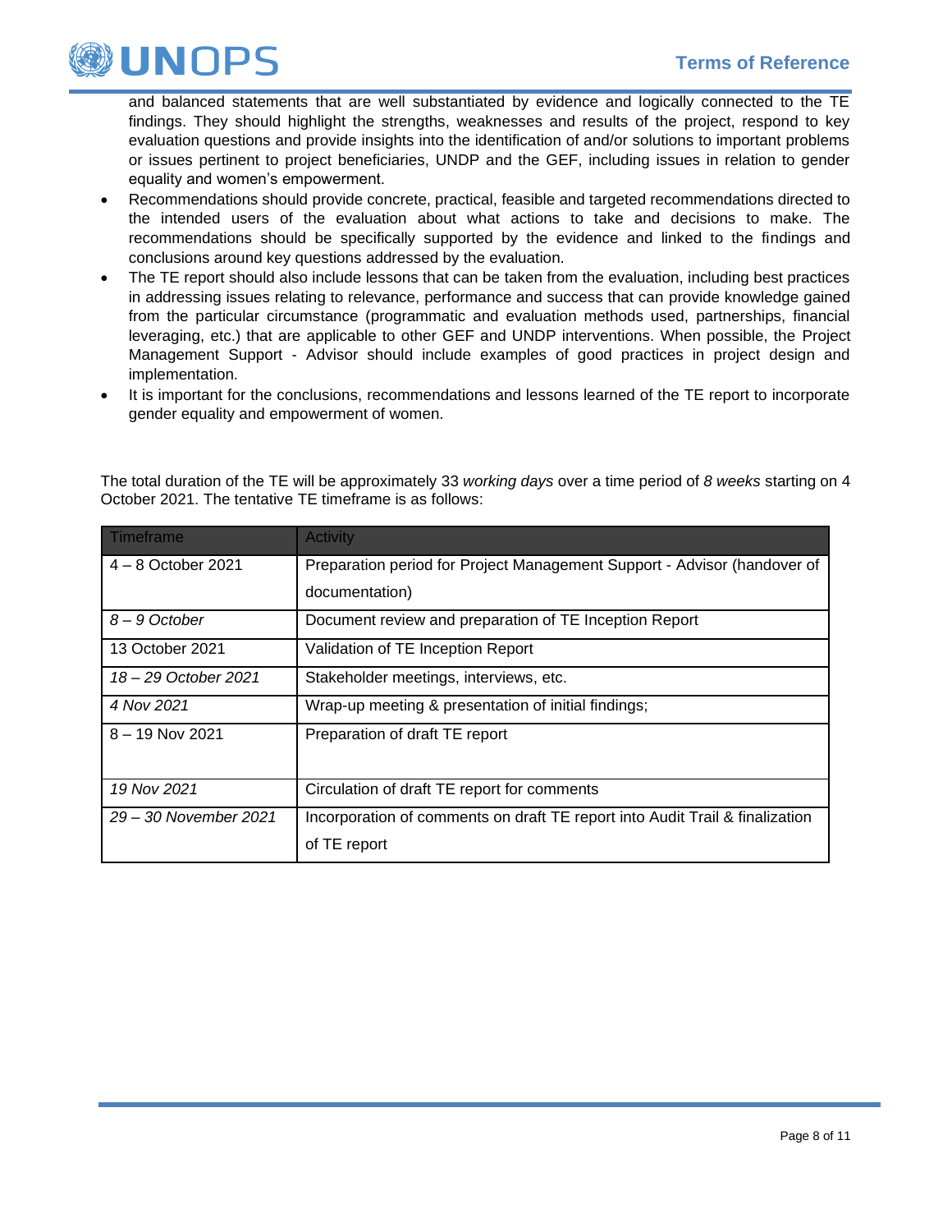and balanced statements that are well substantiated by evidence and logically connected to the TE findings. They should highlight the strengths, weaknesses and results of the project, respond to key evaluation questions and provide insights into the identification of and/or solutions to important problems or issues pertinent to project beneficiaries, UNDP and the GEF, including issues in relation to gender equality and women's empowerment.

- Recommendations should provide concrete, practical, feasible and targeted recommendations directed to the intended users of the evaluation about what actions to take and decisions to make. The recommendations should be specifically supported by the evidence and linked to the findings and conclusions around key questions addressed by the evaluation.
- The TE report should also include lessons that can be taken from the evaluation, including best practices in addressing issues relating to relevance, performance and success that can provide knowledge gained from the particular circumstance (programmatic and evaluation methods used, partnerships, financial leveraging, etc.) that are applicable to other GEF and UNDP interventions. When possible, the Project Management Support - Advisor should include examples of good practices in project design and implementation.
- It is important for the conclusions, recommendations and lessons learned of the TE report to incorporate gender equality and empowerment of women.

The total duration of the TE will be approximately 33 *working days* over a time period of *8 weeks* starting on 4 October 2021. The tentative TE timeframe is as follows:

| Timeframe | Activity |
|---|---|
| 4 – 8 October 2021 | Preparation period for Project Management Support - Advisor (handover of documentation) |
| *8 – 9 October* | Document review and preparation of TE Inception Report |
| 13 October 2021 | Validation of TE Inception Report |
| *18 – 29 October 2021* | Stakeholder meetings, interviews, etc. |
| *4 Nov 2021* | Wrap-up meeting & presentation of initial findings; |
| 8 – 19 Nov 2021 | Preparation of draft TE report |
| *19 Nov 2021* | Circulation of draft TE report for comments |
| *29 – 30 November 2021* | Incorporation of comments on draft TE report into Audit Trail & finalization of TE report |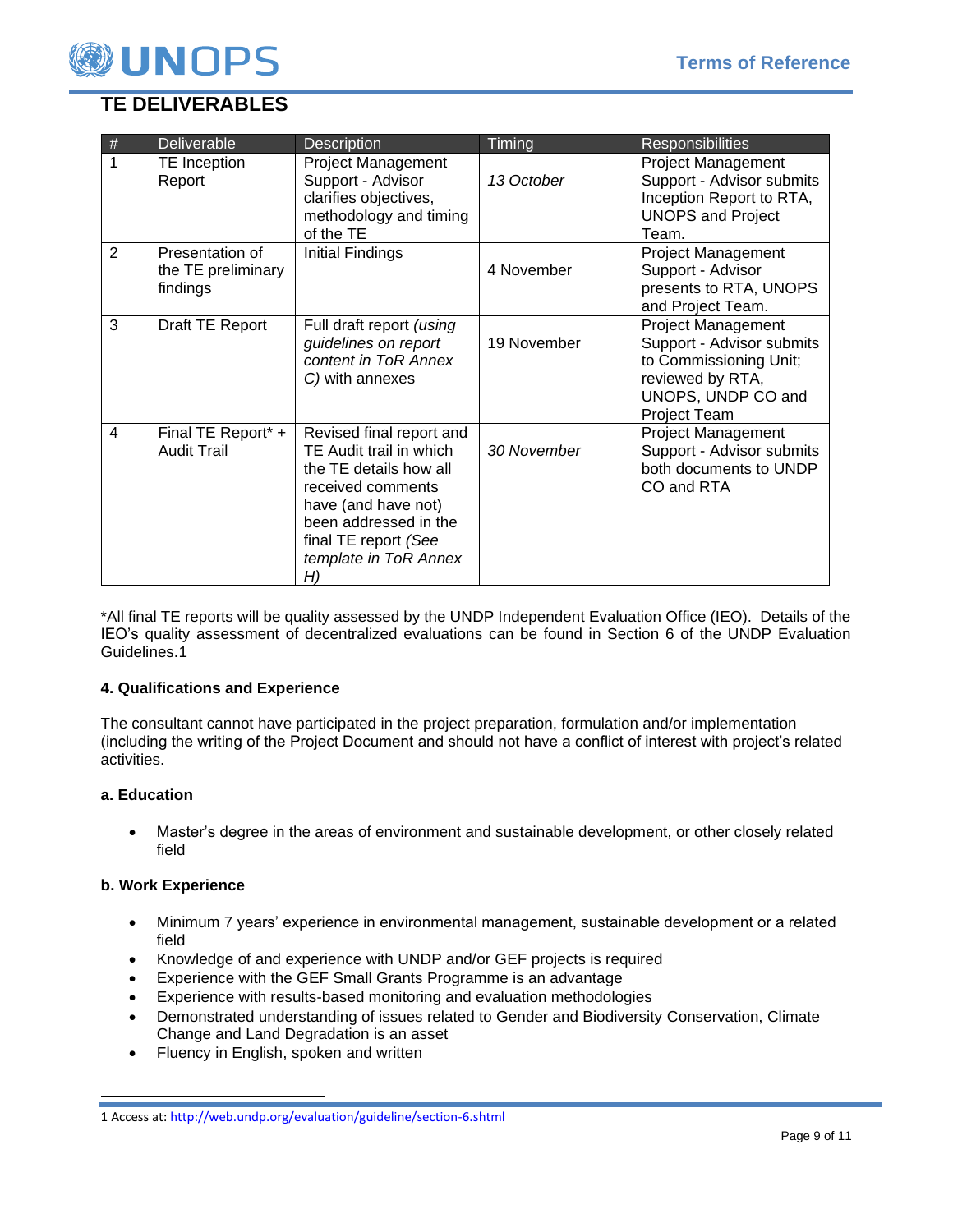## TE DELIVERABLES

| # | Deliverable | Description | Timing | Responsibilities |
|---|---|---|---|---|
| 1 | TE Inception Report | Project Management Support - Advisor clarifies objectives, methodology and timing of the TE | *13 October* | Project Management Support - Advisor submits Inception Report to RTA, UNOPS and Project Team. |
| 2 | Presentation of the TE preliminary findings | Initial Findings | 4 November | Project Management Support - Advisor presents to RTA, UNOPS and Project Team. |
| 3 | Draft TE Report | Full draft report *(using guidelines on report content in ToR Annex C)* with annexes | 19 November | Project Management Support - Advisor submits to Commissioning Unit; reviewed by RTA, UNOPS, UNDP CO and Project Team |
| 4 | Final TE Report* + Audit Trail | Revised final report and TE Audit trail in which the TE details how all received comments have (and have not) been addressed in the final TE report *(See template in ToR Annex H)* | *30 November* | Project Management Support - Advisor submits both documents to UNDP CO and RTA |

*All final TE reports will be quality assessed by the UNDP Independent Evaluation Office (IEO). Details of the IEO's quality assessment of decentralized evaluations can be found in Section 6 of the UNDP Evaluation Guidelines.[1]

**4. Qualifications and Experience**

The consultant cannot have participated in the project preparation, formulation and/or implementation (including the writing of the Project Document and should not have a conflict of interest with project's related activities.

**a. Education**

- Master's degree in the areas of environment and sustainable development, or other closely related field

**b. Work Experience**

- Minimum 7 years' experience in environmental management, sustainable development or a related field
- Knowledge of and experience with UNDP and/or GEF projects is required
- Experience with the GEF Small Grants Programme is an advantage
- Experience with results-based monitoring and evaluation methodologies
- Demonstrated understanding of issues related to Gender and Biodiversity Conservation, Climate Change and Land Degradation is an asset
- Fluency in English, spoken and written

---

[1] Access at: http://web.undp.org/evaluation/guideline/section-6.shtml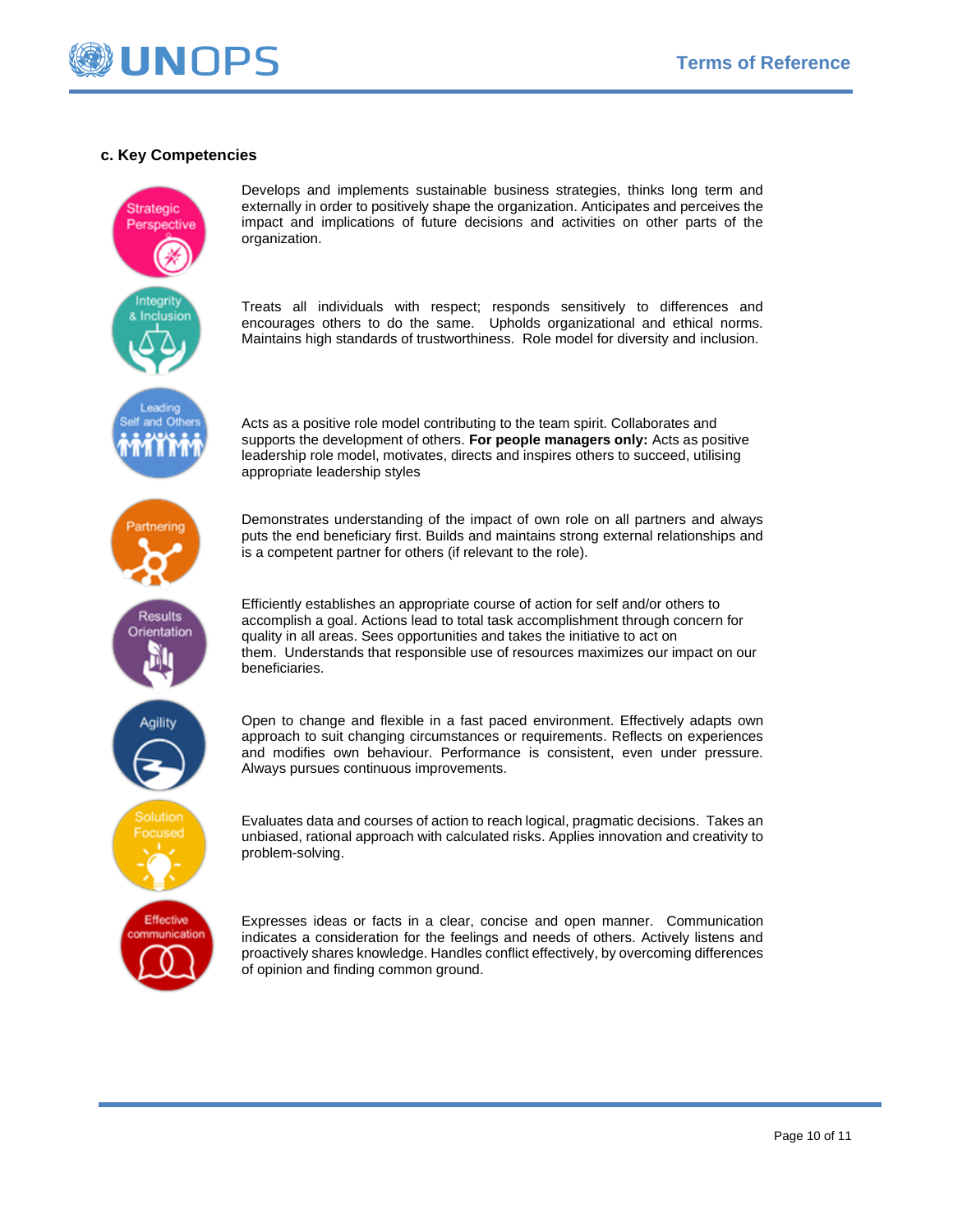### c. Key Competencies

**Strategic Perspective**

Develops and implements sustainable business strategies, thinks long term and externally in order to positively shape the organization. Anticipates and perceives the impact and implications of future decisions and activities on other parts of the organization.

**Integrity & Inclusion**

Treats all individuals with respect; responds sensitively to differences and encourages others to do the same. Upholds organizational and ethical norms. Maintains high standards of trustworthiness. Role model for diversity and inclusion.

**Leading Self and Others**

Acts as a positive role model contributing to the team spirit. Collaborates and supports the development of others. **For people managers only:** Acts as positive leadership role model, motivates, directs and inspires others to succeed, utilising appropriate leadership styles

**Partnering**

Demonstrates understanding of the impact of own role on all partners and always puts the end beneficiary first. Builds and maintains strong external relationships and is a competent partner for others (if relevant to the role).

**Results Orientation**

Efficiently establishes an appropriate course of action for self and/or others to accomplish a goal. Actions lead to total task accomplishment through concern for quality in all areas. Sees opportunities and takes the initiative to act on them. Understands that responsible use of resources maximizes our impact on our beneficiaries.

**Agility**

Open to change and flexible in a fast paced environment. Effectively adapts own approach to suit changing circumstances or requirements. Reflects on experiences and modifies own behaviour. Performance is consistent, even under pressure. Always pursues continuous improvements.

**Solution Focused**

Evaluates data and courses of action to reach logical, pragmatic decisions. Takes an unbiased, rational approach with calculated risks. Applies innovation and creativity to problem-solving.

**Effective communication**

Expresses ideas or facts in a clear, concise and open manner. Communication indicates a consideration for the feelings and needs of others. Actively listens and proactively shares knowledge. Handles conflict effectively, by overcoming differences of opinion and finding common ground.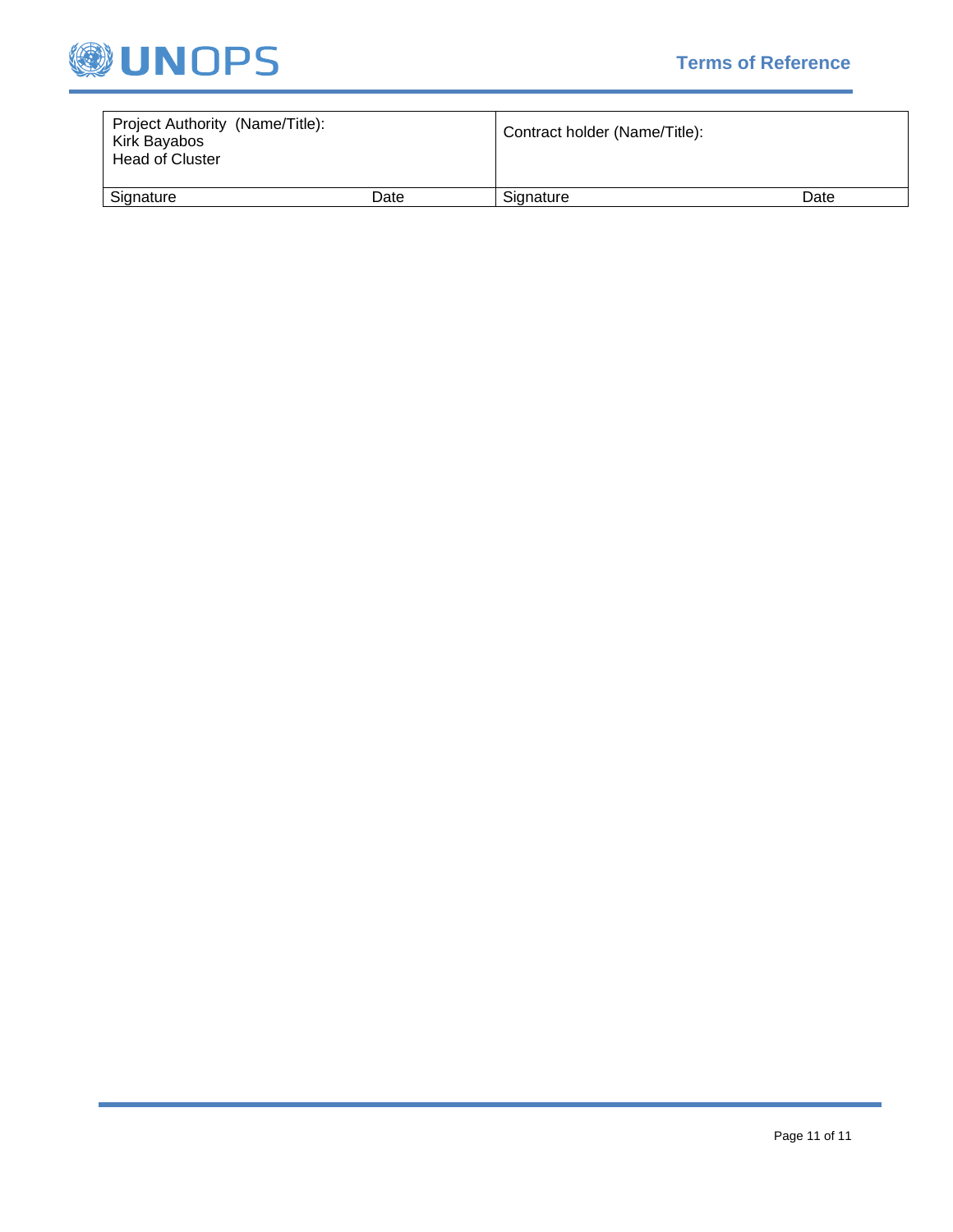| Project Authority (Name/Title):<br>Kirk Bayabos<br>Head of Cluster | | Contract holder (Name/Title): | |
|---|---|---|---|
| Signature | Date | Signature | Date |